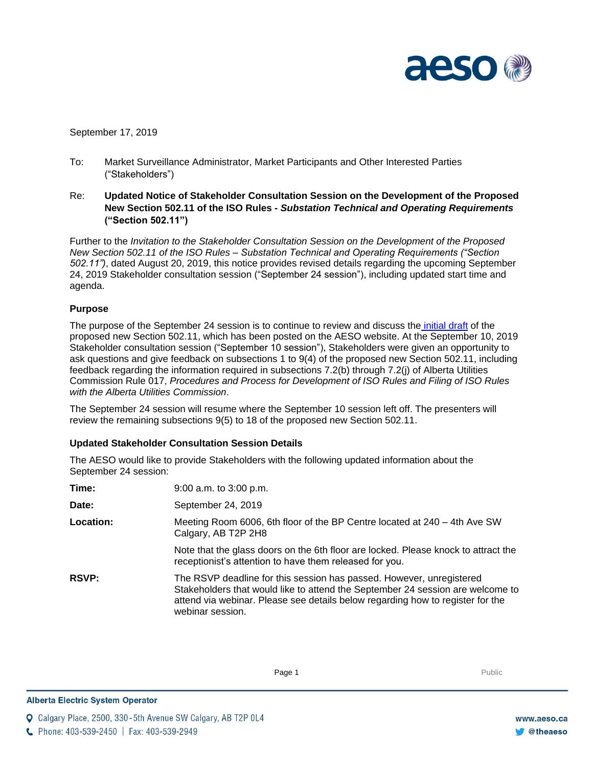September 17, 2019

To: Market Surveillance Administrator, Market Participants and Other Interested Parties ("Stakeholders")

Re: **Updated Notice of Stakeholder Consultation Session on the Development of the Proposed New Section 502.11 of the ISO Rules - *Substation Technical and Operating Requirements* ("Section 502.11")**

Further to the *Invitation to the Stakeholder Consultation Session on the Development of the Proposed New Section 502.11 of the ISO Rules – Substation Technical and Operating Requirements ("Section 502.11")*, dated August 20, 2019, this notice provides revised details regarding the upcoming September 24, 2019 Stakeholder consultation session ("September 24 session"), including updated start time and agenda.

**Purpose**

The purpose of the September 24 session is to continue to review and discuss the initial draft of the proposed new Section 502.11, which has been posted on the AESO website. At the September 10, 2019 Stakeholder consultation session ("September 10 session"), Stakeholders were given an opportunity to ask questions and give feedback on subsections 1 to 9(4) of the proposed new Section 502.11, including feedback regarding the information required in subsections 7.2(b) through 7.2(j) of Alberta Utilities Commission Rule 017, *Procedures and Process for Development of ISO Rules and Filing of ISO Rules with the Alberta Utilities Commission*.

The September 24 session will resume where the September 10 session left off. The presenters will review the remaining subsections 9(5) to 18 of the proposed new Section 502.11.

**Updated Stakeholder Consultation Session Details**

The AESO would like to provide Stakeholders with the following updated information about the September 24 session:

| | |
|---|---|
| **Time:** | 9:00 a.m. to 3:00 p.m. |
| **Date:** | September 24, 2019 |
| **Location:** | Meeting Room 6006, 6th floor of the BP Centre located at 240 – 4th Ave SW Calgary, AB T2P 2H8<br><br>Note that the glass doors on the 6th floor are locked. Please knock to attract the receptionist's attention to have them released for you. |
| **RSVP:** | The RSVP deadline for this session has passed. However, unregistered Stakeholders that would like to attend the September 24 session are welcome to attend via webinar. Please see details below regarding how to register for the webinar session. |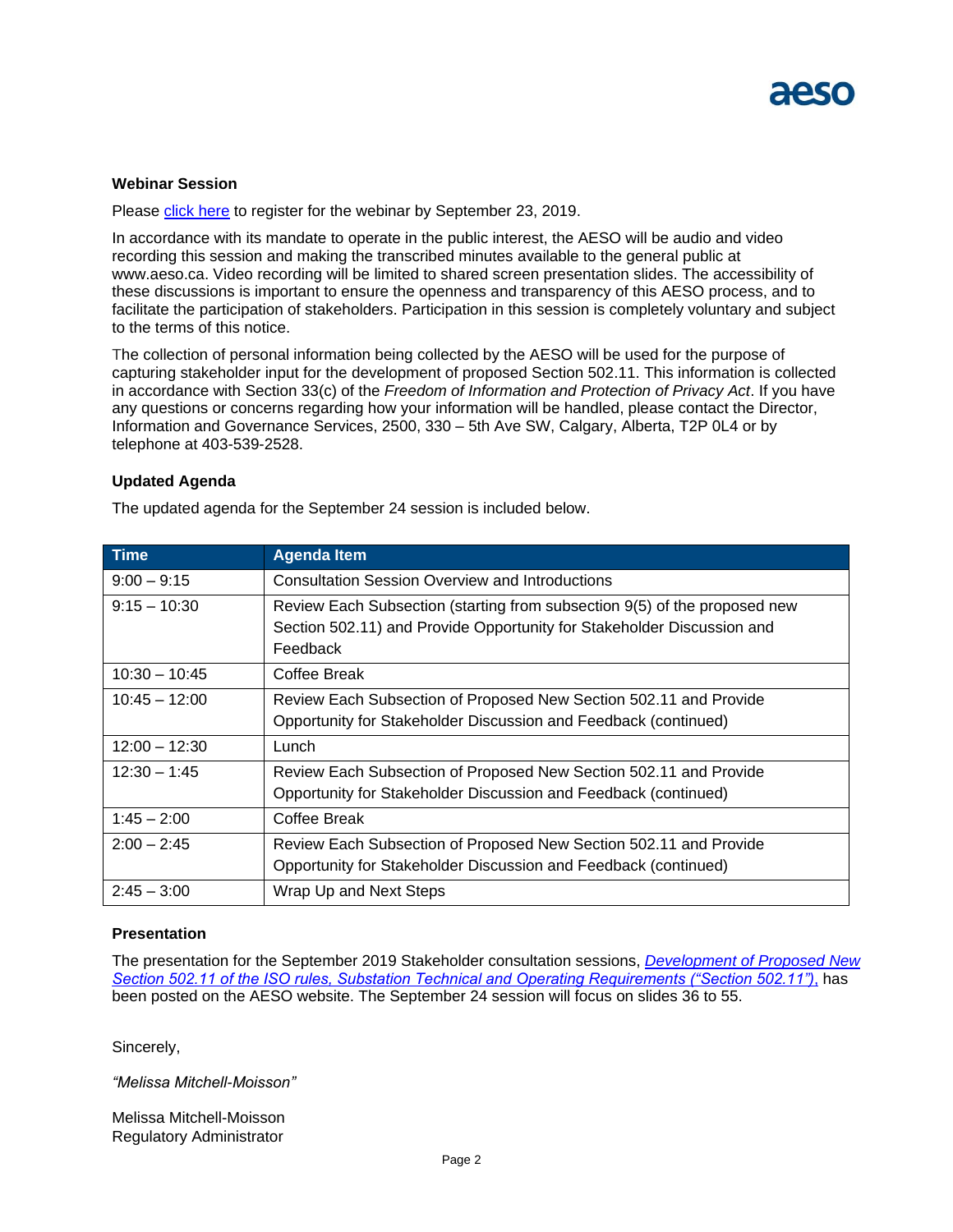**Webinar Session**

Please [click here](#) to register for the webinar by September 23, 2019.

In accordance with its mandate to operate in the public interest, the AESO will be audio and video recording this session and making the transcribed minutes available to the general public at www.aeso.ca. Video recording will be limited to shared screen presentation slides. The accessibility of these discussions is important to ensure the openness and transparency of this AESO process, and to facilitate the participation of stakeholders. Participation in this session is completely voluntary and subject to the terms of this notice.

The collection of personal information being collected by the AESO will be used for the purpose of capturing stakeholder input for the development of proposed Section 502.11. This information is collected in accordance with Section 33(c) of the *Freedom of Information and Protection of Privacy Act*. If you have any questions or concerns regarding how your information will be handled, please contact the Director, Information and Governance Services, 2500, 330 – 5th Ave SW, Calgary, Alberta, T2P 0L4 or by telephone at 403-539-2528.

**Updated Agenda**

The updated agenda for the September 24 session is included below.

| Time | Agenda Item |
|---|---|
| 9:00 – 9:15 | Consultation Session Overview and Introductions |
| 9:15 – 10:30 | Review Each Subsection (starting from subsection 9(5) of the proposed new Section 502.11) and Provide Opportunity for Stakeholder Discussion and Feedback |
| 10:30 – 10:45 | Coffee Break |
| 10:45 – 12:00 | Review Each Subsection of Proposed New Section 502.11 and Provide Opportunity for Stakeholder Discussion and Feedback (continued) |
| 12:00 – 12:30 | Lunch |
| 12:30 – 1:45 | Review Each Subsection of Proposed New Section 502.11 and Provide Opportunity for Stakeholder Discussion and Feedback (continued) |
| 1:45 – 2:00 | Coffee Break |
| 2:00 – 2:45 | Review Each Subsection of Proposed New Section 502.11 and Provide Opportunity for Stakeholder Discussion and Feedback (continued) |
| 2:45 – 3:00 | Wrap Up and Next Steps |

**Presentation**

The presentation for the September 2019 Stakeholder consultation sessions, [*Development of Proposed New Section 502.11 of the ISO rules, Substation Technical and Operating Requirements ("Section 502.11")*](#), has been posted on the AESO website. The September 24 session will focus on slides 36 to 55.

Sincerely,

*"Melissa Mitchell-Moisson"*

Melissa Mitchell-Moisson
Regulatory Administrator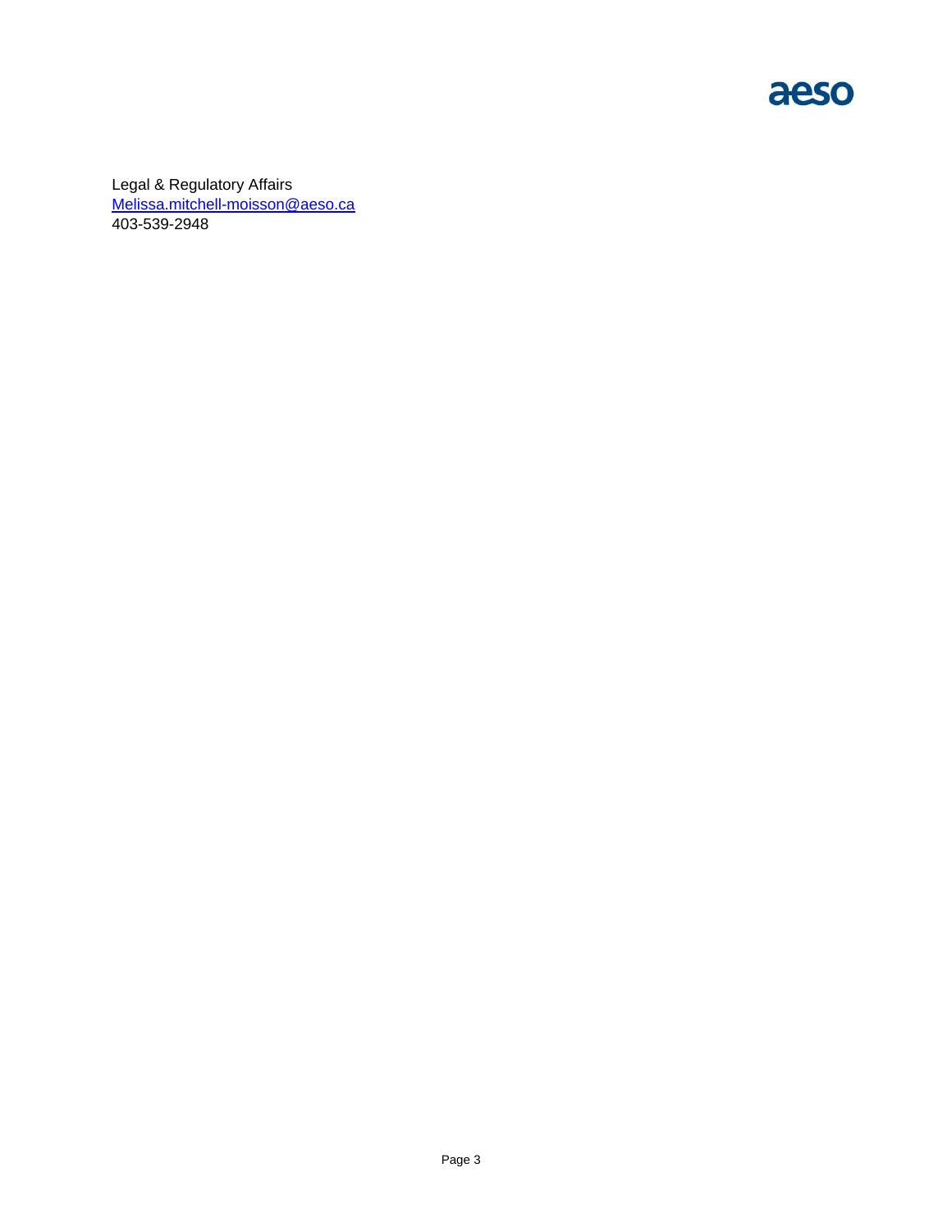Legal & Regulatory Affairs
Melissa.mitchell-moisson@aeso.ca
403-539-2948